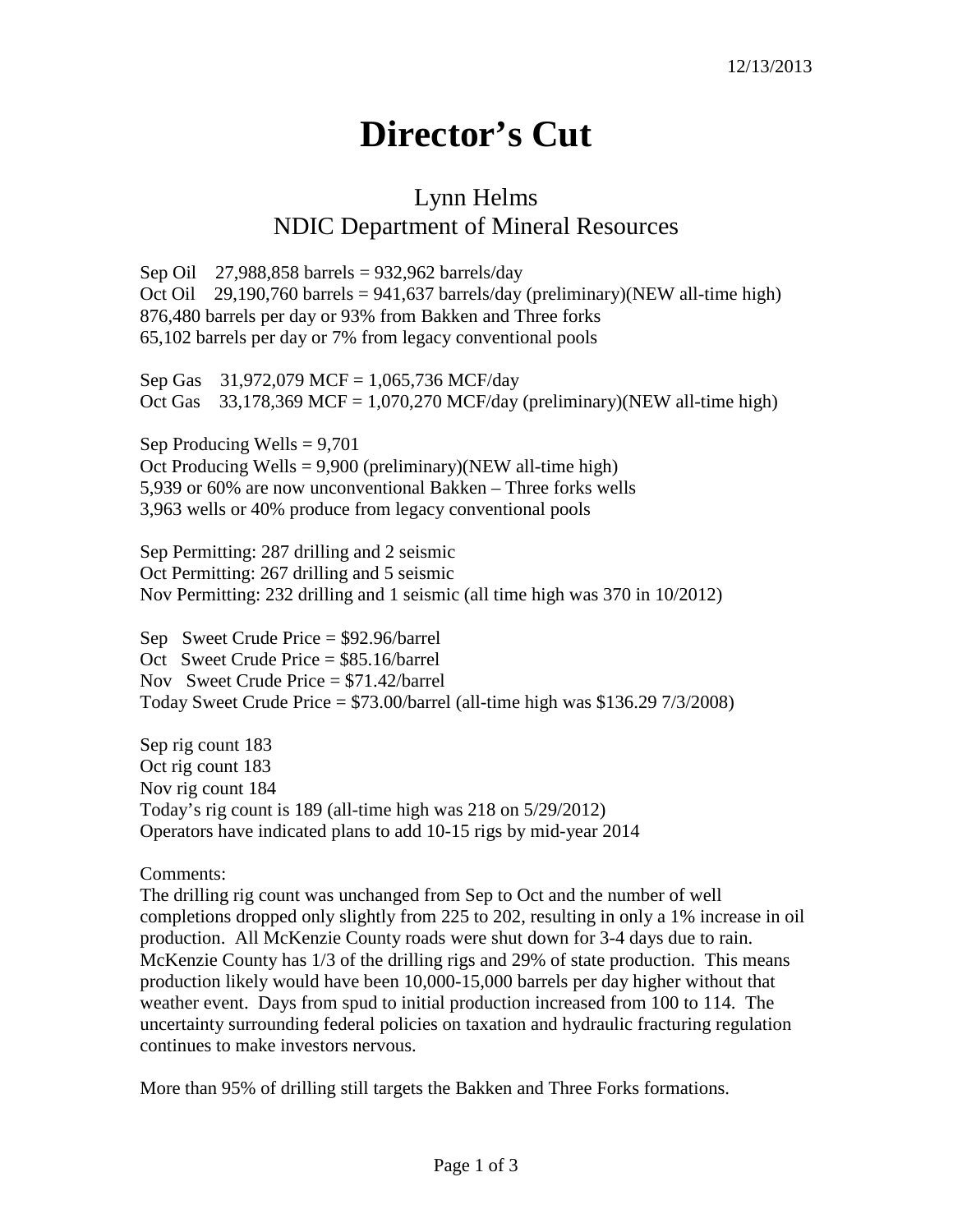12/13/2013

# Director's Cut

## Lynn Helms
## NDIC Department of Mineral Resources

Sep Oil 27,988,858 barrels = 932,962 barrels/day
Oct Oil 29,190,760 barrels = 941,637 barrels/day (preliminary)(NEW all-time high)
876,480 barrels per day or 93% from Bakken and Three forks
65,102 barrels per day or 7% from legacy conventional pools

Sep Gas 31,972,079 MCF = 1,065,736 MCF/day
Oct Gas 33,178,369 MCF = 1,070,270 MCF/day (preliminary)(NEW all-time high)

Sep Producing Wells = 9,701
Oct Producing Wells = 9,900 (preliminary)(NEW all-time high)
5,939 or 60% are now unconventional Bakken – Three forks wells
3,963 wells or 40% produce from legacy conventional pools

Sep Permitting: 287 drilling and 2 seismic
Oct Permitting: 267 drilling and 5 seismic
Nov Permitting: 232 drilling and 1 seismic (all time high was 370 in 10/2012)

Sep Sweet Crude Price = $92.96/barrel
Oct Sweet Crude Price = $85.16/barrel
Nov Sweet Crude Price = $71.42/barrel
Today Sweet Crude Price = $73.00/barrel (all-time high was $136.29 7/3/2008)

Sep rig count 183
Oct rig count 183
Nov rig count 184
Today's rig count is 189 (all-time high was 218 on 5/29/2012)
Operators have indicated plans to add 10-15 rigs by mid-year 2014

Comments:
The drilling rig count was unchanged from Sep to Oct and the number of well completions dropped only slightly from 225 to 202, resulting in only a 1% increase in oil production. All McKenzie County roads were shut down for 3-4 days due to rain. McKenzie County has 1/3 of the drilling rigs and 29% of state production. This means production likely would have been 10,000-15,000 barrels per day higher without that weather event. Days from spud to initial production increased from 100 to 114. The uncertainty surrounding federal policies on taxation and hydraulic fracturing regulation continues to make investors nervous.

More than 95% of drilling still targets the Bakken and Three Forks formations.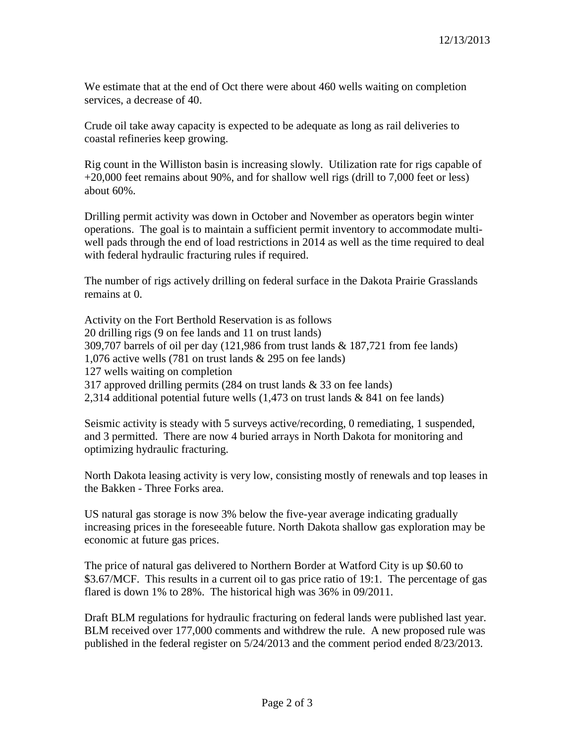12/13/2013

We estimate that at the end of Oct there were about 460 wells waiting on completion services, a decrease of 40.

Crude oil take away capacity is expected to be adequate as long as rail deliveries to coastal refineries keep growing.

Rig count in the Williston basin is increasing slowly. Utilization rate for rigs capable of +20,000 feet remains about 90%, and for shallow well rigs (drill to 7,000 feet or less) about 60%.

Drilling permit activity was down in October and November as operators begin winter operations. The goal is to maintain a sufficient permit inventory to accommodate multi-well pads through the end of load restrictions in 2014 as well as the time required to deal with federal hydraulic fracturing rules if required.

The number of rigs actively drilling on federal surface in the Dakota Prairie Grasslands remains at 0.

Activity on the Fort Berthold Reservation is as follows
20 drilling rigs (9 on fee lands and 11 on trust lands)
309,707 barrels of oil per day (121,986 from trust lands & 187,721 from fee lands)
1,076 active wells (781 on trust lands & 295 on fee lands)
127 wells waiting on completion
317 approved drilling permits (284 on trust lands & 33 on fee lands)
2,314 additional potential future wells (1,473 on trust lands & 841 on fee lands)

Seismic activity is steady with 5 surveys active/recording, 0 remediating, 1 suspended, and 3 permitted. There are now 4 buried arrays in North Dakota for monitoring and optimizing hydraulic fracturing.

North Dakota leasing activity is very low, consisting mostly of renewals and top leases in the Bakken - Three Forks area.

US natural gas storage is now 3% below the five-year average indicating gradually increasing prices in the foreseeable future. North Dakota shallow gas exploration may be economic at future gas prices.

The price of natural gas delivered to Northern Border at Watford City is up $0.60 to $3.67/MCF. This results in a current oil to gas price ratio of 19:1. The percentage of gas flared is down 1% to 28%. The historical high was 36% in 09/2011.

Draft BLM regulations for hydraulic fracturing on federal lands were published last year. BLM received over 177,000 comments and withdrew the rule. A new proposed rule was published in the federal register on 5/24/2013 and the comment period ended 8/23/2013.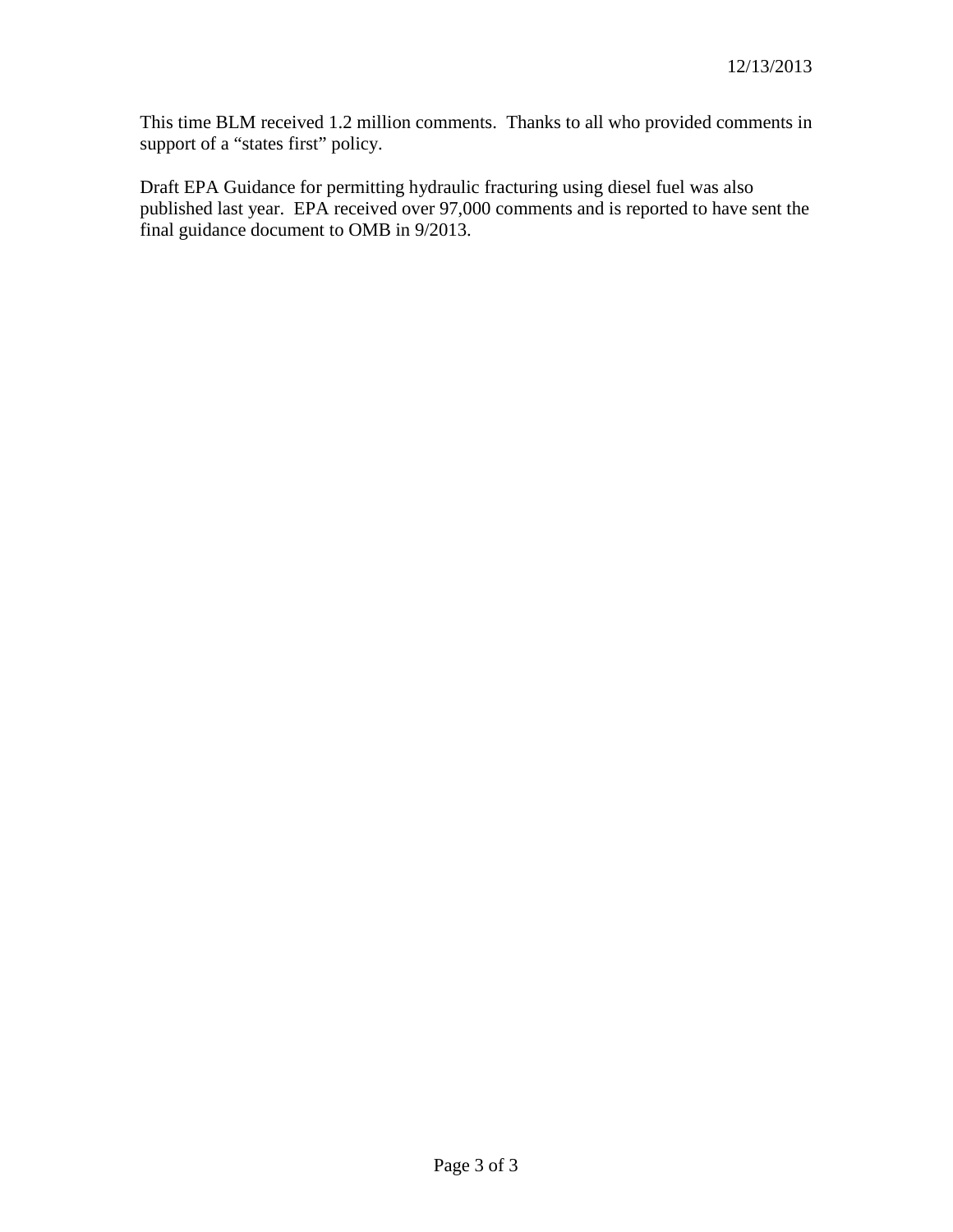This time BLM received 1.2 million comments. Thanks to all who provided comments in support of a "states first" policy.

Draft EPA Guidance for permitting hydraulic fracturing using diesel fuel was also published last year. EPA received over 97,000 comments and is reported to have sent the final guidance document to OMB in 9/2013.